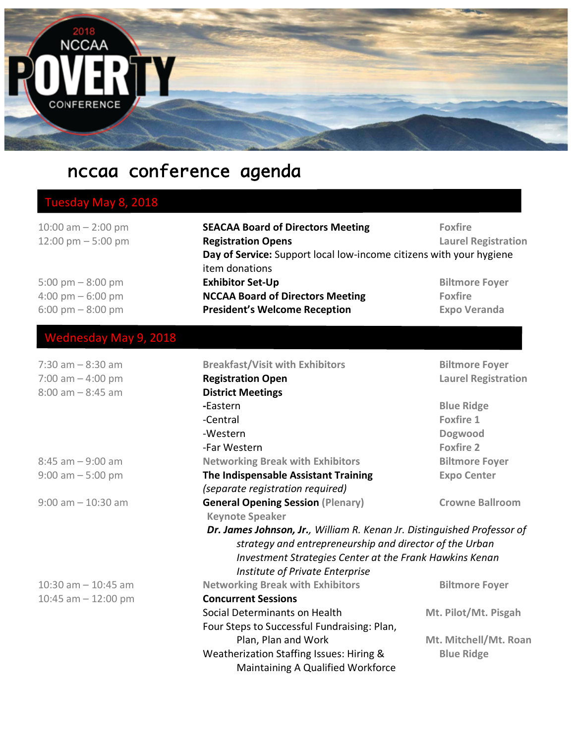2018 NCCAA POVERTY CONFERENCE

# nccaa conference agenda

## Tuesday May 8, 2018

| | | |
|---|---|---|
| 10:00 am – 2:00 pm | **SEACAA Board of Directors Meeting** | Foxfire |
| 12:00 pm – 5:00 pm | **Registration Opens** | Laurel Registration |
| | **Day of Service:** Support local low-income citizens with your hygiene item donations | |
| 5:00 pm – 8:00 pm | **Exhibitor Set-Up** | Biltmore Foyer |
| 4:00 pm – 6:00 pm | **NCCAA Board of Directors Meeting** | Foxfire |
| 6:00 pm – 8:00 pm | **President's Welcome Reception** | Expo Veranda |

## Wednesday May 9, 2018

| | | |
|---|---|---|
| 7:30 am – 8:30 am | Breakfast/Visit with Exhibitors | Biltmore Foyer |
| 7:00 am – 4:00 pm | **Registration Open** | Laurel Registration |
| 8:00 am – 8:45 am | **District Meetings** | |
| | -Eastern | Blue Ridge |
| | -Central | Foxfire 1 |
| | -Western | Dogwood |
| | -Far Western | Foxfire 2 |
| 8:45 am – 9:00 am | Networking Break with Exhibitors | Biltmore Foyer |
| 9:00 am – 5:00 pm | **The Indispensable Assistant Training** *(separate registration required)* | Expo Center |
| 9:00 am – 10:30 am | **General Opening Session** (Plenary)<br>Keynote Speaker<br>***Dr. James Johnson, Jr.***, *William R. Kenan Jr. Distinguished Professor of strategy and entrepreneurship and director of the Urban Investment Strategies Center at the Frank Hawkins Kenan Institute of Private Enterprise* | Crowne Ballroom |
| 10:30 am – 10:45 am | Networking Break with Exhibitors | Biltmore Foyer |
| 10:45 am – 12:00 pm | **Concurrent Sessions** | |
| | Social Determinants on Health | Mt. Pilot/Mt. Pisgah |
| | Four Steps to Successful Fundraising: Plan, Plan, Plan and Work | Mt. Mitchell/Mt. Roan |
| | Weatherization Staffing Issues: Hiring & Maintaining A Qualified Workforce | Blue Ridge |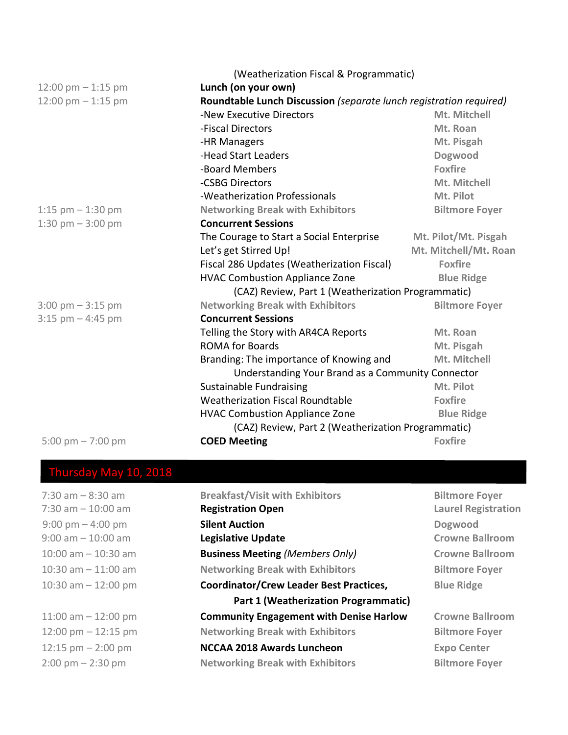| | | |
|---|---|---|
| | (Weatherization Fiscal & Programmatic) | |
| 12:00 pm – 1:15 pm | **Lunch (on your own)** | |
| 12:00 pm – 1:15 pm | **Roundtable Lunch Discussion** *(separate lunch registration required)* | |
| | -New Executive Directors | **Mt. Mitchell** |
| | -Fiscal Directors | **Mt. Roan** |
| | -HR Managers | **Mt. Pisgah** |
| | -Head Start Leaders | **Dogwood** |
| | -Board Members | **Foxfire** |
| | -CSBG Directors | **Mt. Mitchell** |
| | -Weatherization Professionals | **Mt. Pilot** |
| 1:15 pm – 1:30 pm | **Networking Break with Exhibitors** | **Biltmore Foyer** |
| 1:30 pm – 3:00 pm | **Concurrent Sessions** | |
| | The Courage to Start a Social Enterprise | **Mt. Pilot/Mt. Pisgah** |
| | Let's get Stirred Up! | **Mt. Mitchell/Mt. Roan** |
| | Fiscal 286 Updates (Weatherization Fiscal) | **Foxfire** |
| | HVAC Combustion Appliance Zone (CAZ) Review, Part 1 (Weatherization Programmatic) | **Blue Ridge** |
| 3:00 pm – 3:15 pm | **Networking Break with Exhibitors** | **Biltmore Foyer** |
| 3:15 pm – 4:45 pm | **Concurrent Sessions** | |
| | Telling the Story with AR4CA Reports | **Mt. Roan** |
| | ROMA for Boards | **Mt. Pisgah** |
| | Branding: The importance of Knowing and Understanding Your Brand as a Community Connector | **Mt. Mitchell** |
| | Sustainable Fundraising | **Mt. Pilot** |
| | Weatherization Fiscal Roundtable | **Foxfire** |
| | HVAC Combustion Appliance Zone (CAZ) Review, Part 2 (Weatherization Programmatic) | **Blue Ridge** |
| 5:00 pm – 7:00 pm | **COED Meeting** | **Foxfire** |

## Thursday May 10, 2018

| | | |
|---|---|---|
| 7:30 am – 8:30 am | **Breakfast/Visit with Exhibitors** | **Biltmore Foyer** |
| 7:30 am – 10:00 am | **Registration Open** | **Laurel Registration** |
| 9:00 pm – 4:00 pm | **Silent Auction** | **Dogwood** |
| 9:00 am – 10:00 am | **Legislative Update** | **Crowne Ballroom** |
| 10:00 am – 10:30 am | **Business Meeting** *(Members Only)* | **Crowne Ballroom** |
| 10:30 am – 11:00 am | **Networking Break with Exhibitors** | **Biltmore Foyer** |
| 10:30 am – 12:00 pm | **Coordinator/Crew Leader Best Practices, Part 1 (Weatherization Programmatic)** | **Blue Ridge** |
| 11:00 am – 12:00 pm | **Community Engagement with Denise Harlow** | **Crowne Ballroom** |
| 12:00 pm – 12:15 pm | **Networking Break with Exhibitors** | **Biltmore Foyer** |
| 12:15 pm – 2:00 pm | **NCCAA 2018 Awards Luncheon** | **Expo Center** |
| 2:00 pm – 2:30 pm | **Networking Break with Exhibitors** | **Biltmore Foyer** |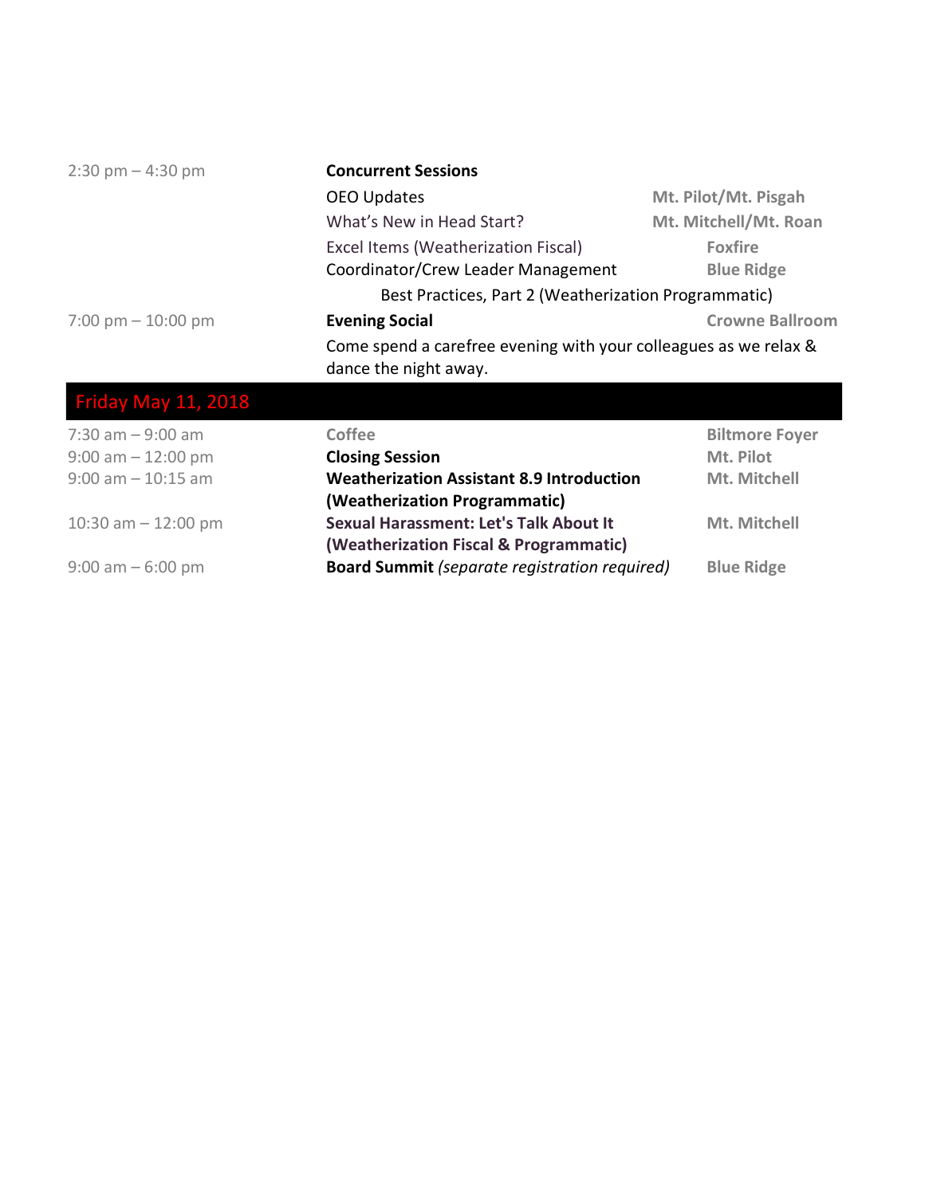| | | |
|---|---|---|
| 2:30 pm – 4:30 pm | **Concurrent Sessions** | |
| | OEO Updates | Mt. Pilot/Mt. Pisgah |
| | What's New in Head Start? | Mt. Mitchell/Mt. Roan |
| | Excel Items (Weatherization Fiscal) | Foxfire |
| | Coordinator/Crew Leader Management Best Practices, Part 2 (Weatherization Programmatic) | Blue Ridge |
| 7:00 pm – 10:00 pm | **Evening Social** | Crowne Ballroom |
| | Come spend a carefree evening with your colleagues as we relax & dance the night away. | |

## Friday May 11, 2018

| | | |
|---|---|---|
| 7:30 am – 9:00 am | Coffee | Biltmore Foyer |
| 9:00 am – 12:00 pm | **Closing Session** | Mt. Pilot |
| 9:00 am – 10:15 am | **Weatherization Assistant 8.9 Introduction (Weatherization Programmatic)** | Mt. Mitchell |
| 10:30 am – 12:00 pm | **Sexual Harassment: Let's Talk About It (Weatherization Fiscal & Programmatic)** | Mt. Mitchell |
| 9:00 am – 6:00 pm | **Board Summit** *(separate registration required)* | Blue Ridge |